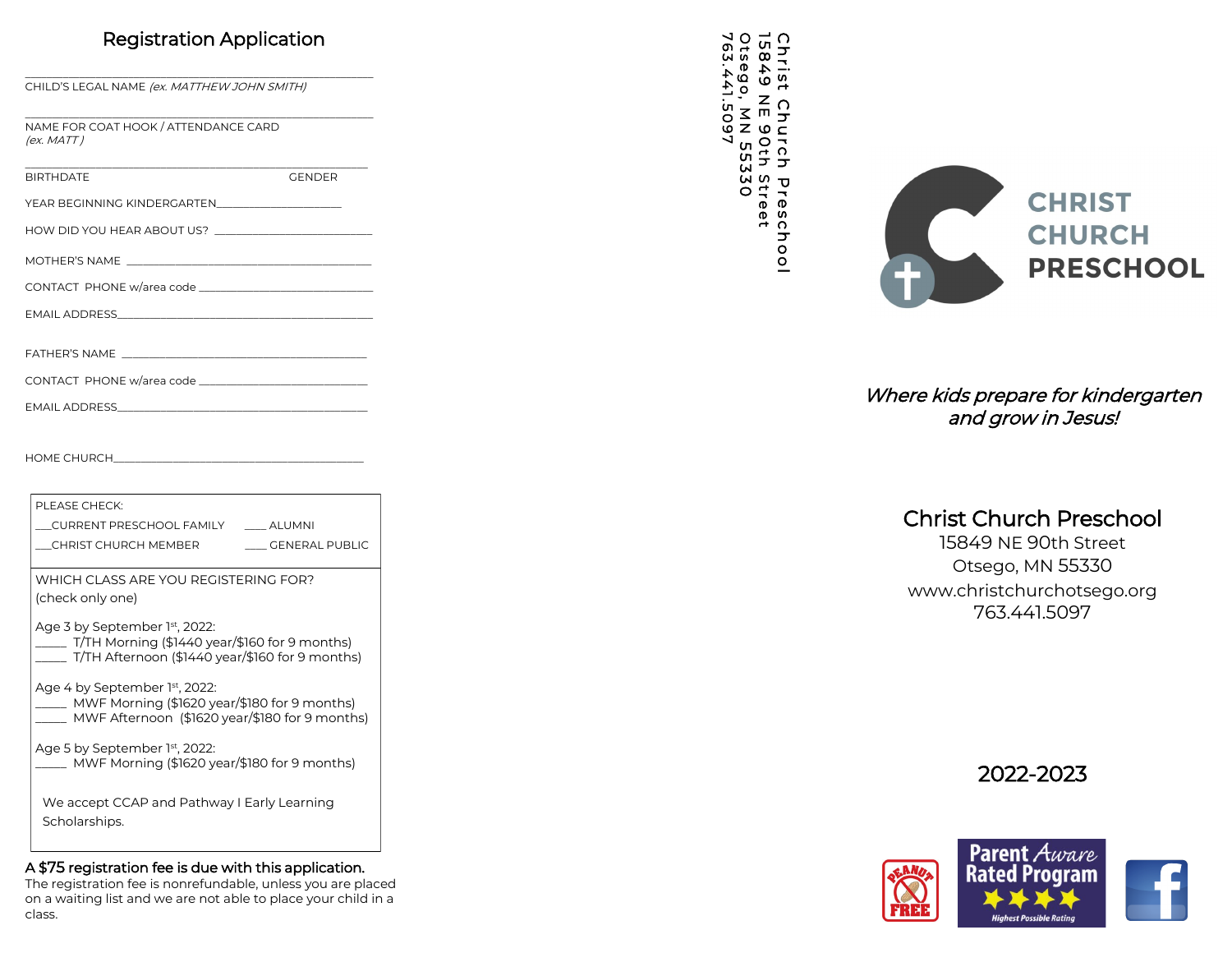## Registration Application

\_\_\_\_\_\_\_\_\_\_\_\_\_\_\_\_\_\_\_\_\_\_\_\_\_\_\_\_\_\_\_\_\_\_\_\_\_\_\_\_\_\_\_\_\_\_\_\_\_\_\_\_\_\_\_
CHILD'S LEGAL NAME *(ex. MATTHEW JOHN SMITH)*

\_\_\_\_\_\_\_\_\_\_\_\_\_\_\_\_\_\_\_\_\_\_\_\_\_\_\_\_\_\_\_\_\_\_\_\_\_\_\_\_\_\_\_\_\_\_\_\_\_\_\_\_\_\_\_
NAME FOR COAT HOOK / ATTENDANCE CARD
*(ex. MATT)*

\_\_\_\_\_\_\_\_\_\_\_\_\_\_\_\_\_\_\_\_\_\_\_\_\_\_\_\_\_\_\_\_\_\_\_\_\_\_\_\_\_\_\_\_\_\_\_\_\_\_\_\_\_\_\_
BIRTHDATE GENDER

YEAR BEGINNING KINDERGARTEN\_\_\_\_\_\_\_\_\_\_\_\_\_\_\_\_\_\_\_\_

HOW DID YOU HEAR ABOUT US? \_\_\_\_\_\_\_\_\_\_\_\_\_\_\_\_\_\_\_\_\_\_\_\_\_

MOTHER'S NAME \_\_\_\_\_\_\_\_\_\_\_\_\_\_\_\_\_\_\_\_\_\_\_\_\_\_\_\_\_\_\_\_\_\_\_\_\_\_\_\_

CONTACT PHONE w/area code \_\_\_\_\_\_\_\_\_\_\_\_\_\_\_\_\_\_\_\_\_\_\_\_\_\_\_\_\_

EMAIL ADDRESS\_\_\_\_\_\_\_\_\_\_\_\_\_\_\_\_\_\_\_\_\_\_\_\_\_\_\_\_\_\_\_\_\_\_\_\_\_\_\_\_\_\_\_

FATHER'S NAME \_\_\_\_\_\_\_\_\_\_\_\_\_\_\_\_\_\_\_\_\_\_\_\_\_\_\_\_\_\_\_\_\_\_\_\_\_\_\_\_

CONTACT PHONE w/area code \_\_\_\_\_\_\_\_\_\_\_\_\_\_\_\_\_\_\_\_\_\_\_\_\_\_\_\_

EMAIL ADDRESS\_\_\_\_\_\_\_\_\_\_\_\_\_\_\_\_\_\_\_\_\_\_\_\_\_\_\_\_\_\_\_\_\_\_\_\_\_\_\_\_\_\_

HOME CHURCH\_\_\_\_\_\_\_\_\_\_\_\_\_\_\_\_\_\_\_\_\_\_\_\_\_\_\_\_\_\_\_\_\_\_\_\_\_\_\_\_\_\_\_

PLEASE CHECK:

\_\_\_CURRENT PRESCHOOL FAMILY \_\_\_\_ ALUMNI
\_\_\_CHRIST CHURCH MEMBER \_\_\_\_ GENERAL PUBLIC

WHICH CLASS ARE YOU REGISTERING FOR?
(check only one)

Age 3 by September 1st, 2022:
\_\_\_\_\_ T/TH Morning ($1440 year/$160 for 9 months)
\_\_\_\_\_ T/TH Afternoon ($1440 year/$160 for 9 months)

Age 4 by September 1st, 2022:
\_\_\_\_\_ MWF Morning ($1620 year/$180 for 9 months)
\_\_\_\_\_ MWF Afternoon ($1620 year/$180 for 9 months)

Age 5 by September 1st, 2022:
\_\_\_\_\_ MWF Morning ($1620 year/$180 for 9 months)

We accept CCAP and Pathway I Early Learning Scholarships.

**A $75 registration fee is due with this application.**
The registration fee is nonrefundable, unless you are placed on a waiting list and we are not able to place your child in a class.

Christ Church Preschool
15849 NE 90th Street
Otsego, MN 55330
763.441.5097

# CHRIST CHURCH PRESCHOOL

*Where kids prepare for kindergarten and grow in Jesus!*

## Christ Church Preschool

15849 NE 90th Street
Otsego, MN 55330
www.christchurchotsego.org
763.441.5097

## 2022-2023

PEANUT FREE

Parent Aware Rated Program
Highest Possible Rating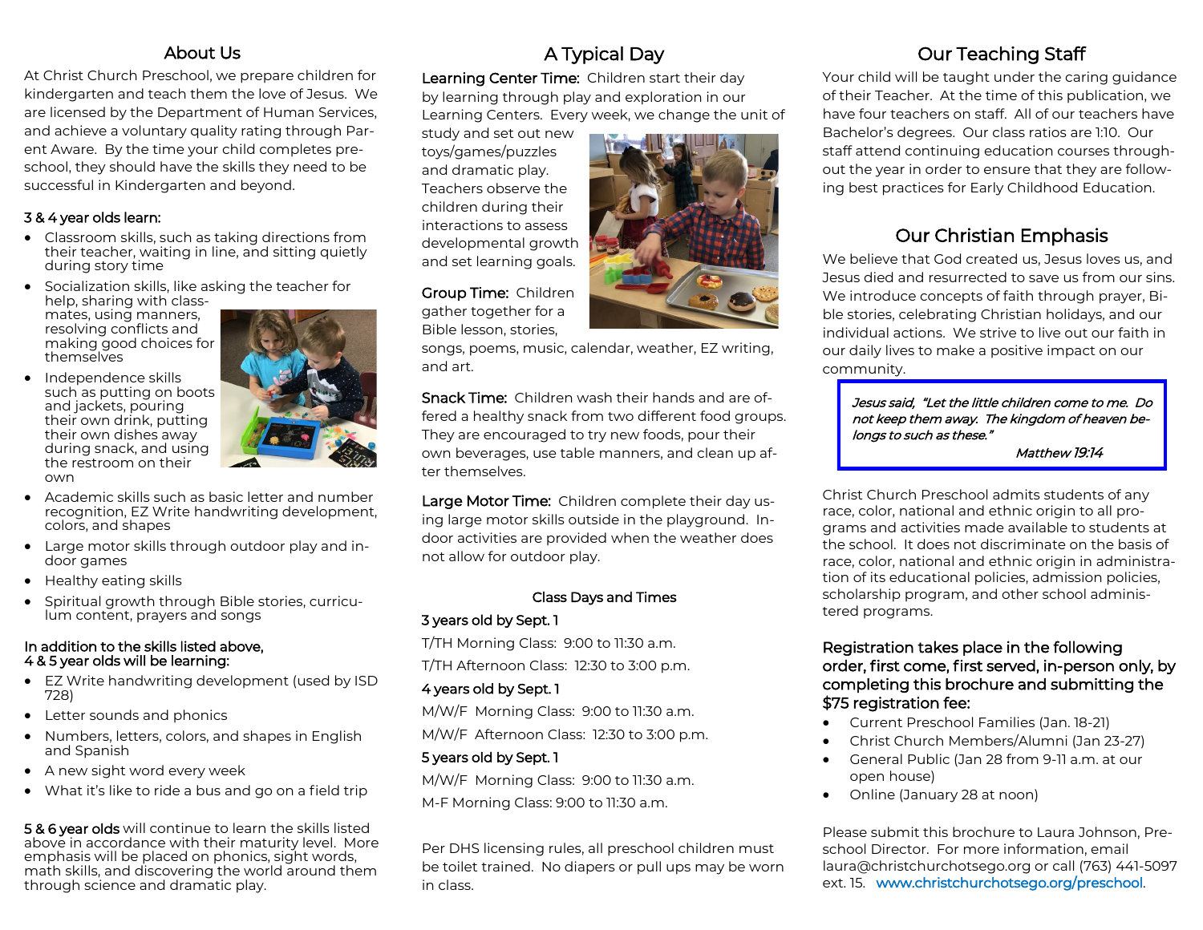## About Us

At Christ Church Preschool, we prepare children for kindergarten and teach them the love of Jesus. We are licensed by the Department of Human Services, and achieve a voluntary quality rating through Parent Aware. By the time your child completes preschool, they should have the skills they need to be successful in Kindergarten and beyond.

**3 & 4 year olds learn:**

- Classroom skills, such as taking directions from their teacher, waiting in line, and sitting quietly during story time
- Socialization skills, like asking the teacher for help, sharing with classmates, using manners, resolving conflicts and making good choices for themselves
- Independence skills such as putting on boots and jackets, pouring their own drink, putting their own dishes away during snack, and using the restroom on their own
- Academic skills such as basic letter and number recognition, EZ Write handwriting development, colors, and shapes
- Large motor skills through outdoor play and indoor games
- Healthy eating skills
- Spiritual growth through Bible stories, curriculum content, prayers and songs

**In addition to the skills listed above, 4 & 5 year olds will be learning:**

- EZ Write handwriting development (used by ISD 728)
- Letter sounds and phonics
- Numbers, letters, colors, and shapes in English and Spanish
- A new sight word every week
- What it's like to ride a bus and go on a field trip

**5 & 6 year olds** will continue to learn the skills listed above in accordance with their maturity level. More emphasis will be placed on phonics, sight words, math skills, and discovering the world around them through science and dramatic play.

## A Typical Day

**Learning Center Time:** Children start their day by learning through play and exploration in our Learning Centers. Every week, we change the unit of study and set out new toys/games/puzzles and dramatic play. Teachers observe the children during their interactions to assess developmental growth and set learning goals.

**Group Time:** Children gather together for a Bible lesson, stories, songs, poems, music, calendar, weather, EZ writing, and art.

**Snack Time:** Children wash their hands and are offered a healthy snack from two different food groups. They are encouraged to try new foods, pour their own beverages, use table manners, and clean up after themselves.

**Large Motor Time:** Children complete their day using large motor skills outside in the playground. Indoor activities are provided when the weather does not allow for outdoor play.

### Class Days and Times

**3 years old by Sept. 1**

T/TH Morning Class: 9:00 to 11:30 a.m.

T/TH Afternoon Class: 12:30 to 3:00 p.m.

**4 years old by Sept. 1**

M/W/F Morning Class: 9:00 to 11:30 a.m.

M/W/F Afternoon Class: 12:30 to 3:00 p.m.

**5 years old by Sept. 1**

M/W/F Morning Class: 9:00 to 11:30 a.m.

M-F Morning Class: 9:00 to 11:30 a.m.

Per DHS licensing rules, all preschool children must be toilet trained. No diapers or pull ups may be worn in class.

## Our Teaching Staff

Your child will be taught under the caring guidance of their Teacher. At the time of this publication, we have four teachers on staff. All of our teachers have Bachelor's degrees. Our class ratios are 1:10. Our staff attend continuing education courses throughout the year in order to ensure that they are following best practices for Early Childhood Education.

## Our Christian Emphasis

We believe that God created us, Jesus loves us, and Jesus died and resurrected to save us from our sins. We introduce concepts of faith through prayer, Bible stories, celebrating Christian holidays, and our individual actions. We strive to live out our faith in our daily lives to make a positive impact on our community.

> *Jesus said, "Let the little children come to me. Do not keep them away. The kingdom of heaven belongs to such as these."*
>
> *Matthew 19:14*

Christ Church Preschool admits students of any race, color, national and ethnic origin to all programs and activities made available to students at the school. It does not discriminate on the basis of race, color, national and ethnic origin in administration of its educational policies, admission policies, scholarship program, and other school administered programs.

**Registration takes place in the following order, first come, first served, in-person only, by completing this brochure and submitting the $75 registration fee:**

- Current Preschool Families (Jan. 18-21)
- Christ Church Members/Alumni (Jan 23-27)
- General Public (Jan 28 from 9-11 a.m. at our open house)
- Online (January 28 at noon)

Please submit this brochure to Laura Johnson, Preschool Director. For more information, email laura@christchurchotsego.org or call (763) 441-5097 ext. 15. www.christchurchotsego.org/preschool.